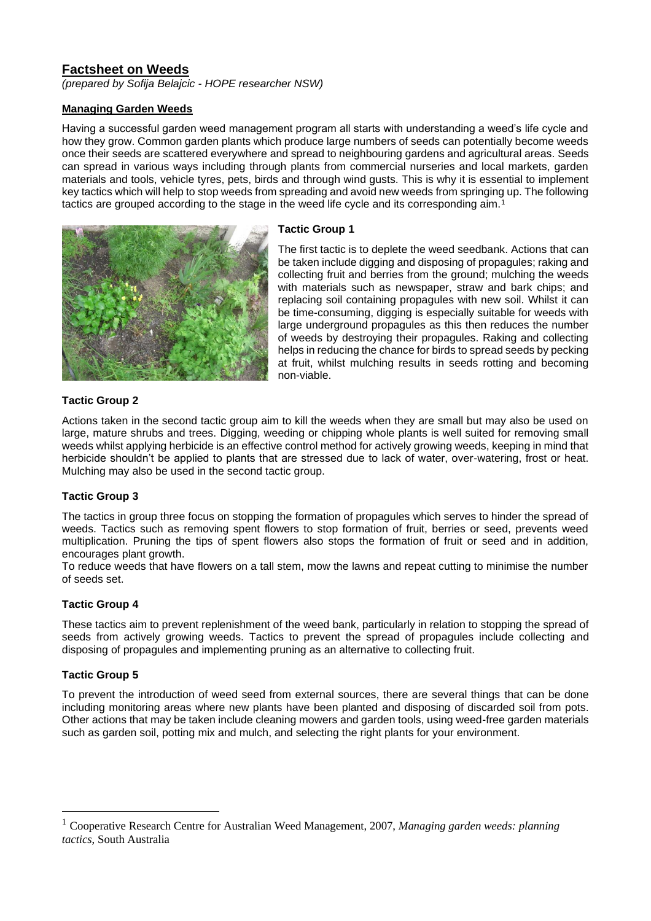# Factsheet on Weeds

*(prepared by Sofija Belajcic - HOPE researcher NSW)*

## Managing Garden Weeds

Having a successful garden weed management program all starts with understanding a weed's life cycle and how they grow. Common garden plants which produce large numbers of seeds can potentially become weeds once their seeds are scattered everywhere and spread to neighbouring gardens and agricultural areas. Seeds can spread in various ways including through plants from commercial nurseries and local markets, garden materials and tools, vehicle tyres, pets, birds and through wind gusts. This is why it is essential to implement key tactics which will help to stop weeds from spreading and avoid new weeds from springing up. The following tactics are grouped according to the stage in the weed life cycle and its corresponding aim.[1]

### Tactic Group 1

The first tactic is to deplete the weed seedbank. Actions that can be taken include digging and disposing of propagules; raking and collecting fruit and berries from the ground; mulching the weeds with materials such as newspaper, straw and bark chips; and replacing soil containing propagules with new soil. Whilst it can be time-consuming, digging is especially suitable for weeds with large underground propagules as this then reduces the number of weeds by destroying their propagules. Raking and collecting helps in reducing the chance for birds to spread seeds by pecking at fruit, whilst mulching results in seeds rotting and becoming non-viable.

### Tactic Group 2

Actions taken in the second tactic group aim to kill the weeds when they are small but may also be used on large, mature shrubs and trees. Digging, weeding or chipping whole plants is well suited for removing small weeds whilst applying herbicide is an effective control method for actively growing weeds, keeping in mind that herbicide shouldn't be applied to plants that are stressed due to lack of water, over-watering, frost or heat. Mulching may also be used in the second tactic group.

### Tactic Group 3

The tactics in group three focus on stopping the formation of propagules which serves to hinder the spread of weeds. Tactics such as removing spent flowers to stop formation of fruit, berries or seed, prevents weed multiplication. Pruning the tips of spent flowers also stops the formation of fruit or seed and in addition, encourages plant growth.

To reduce weeds that have flowers on a tall stem, mow the lawns and repeat cutting to minimise the number of seeds set.

### Tactic Group 4

These tactics aim to prevent replenishment of the weed bank, particularly in relation to stopping the spread of seeds from actively growing weeds. Tactics to prevent the spread of propagules include collecting and disposing of propagules and implementing pruning as an alternative to collecting fruit.

### Tactic Group 5

To prevent the introduction of weed seed from external sources, there are several things that can be done including monitoring areas where new plants have been planted and disposing of discarded soil from pots. Other actions that may be taken include cleaning mowers and garden tools, using weed-free garden materials such as garden soil, potting mix and mulch, and selecting the right plants for your environment.

---

[1] Cooperative Research Centre for Australian Weed Management, 2007, *Managing garden weeds: planning tactics*, South Australia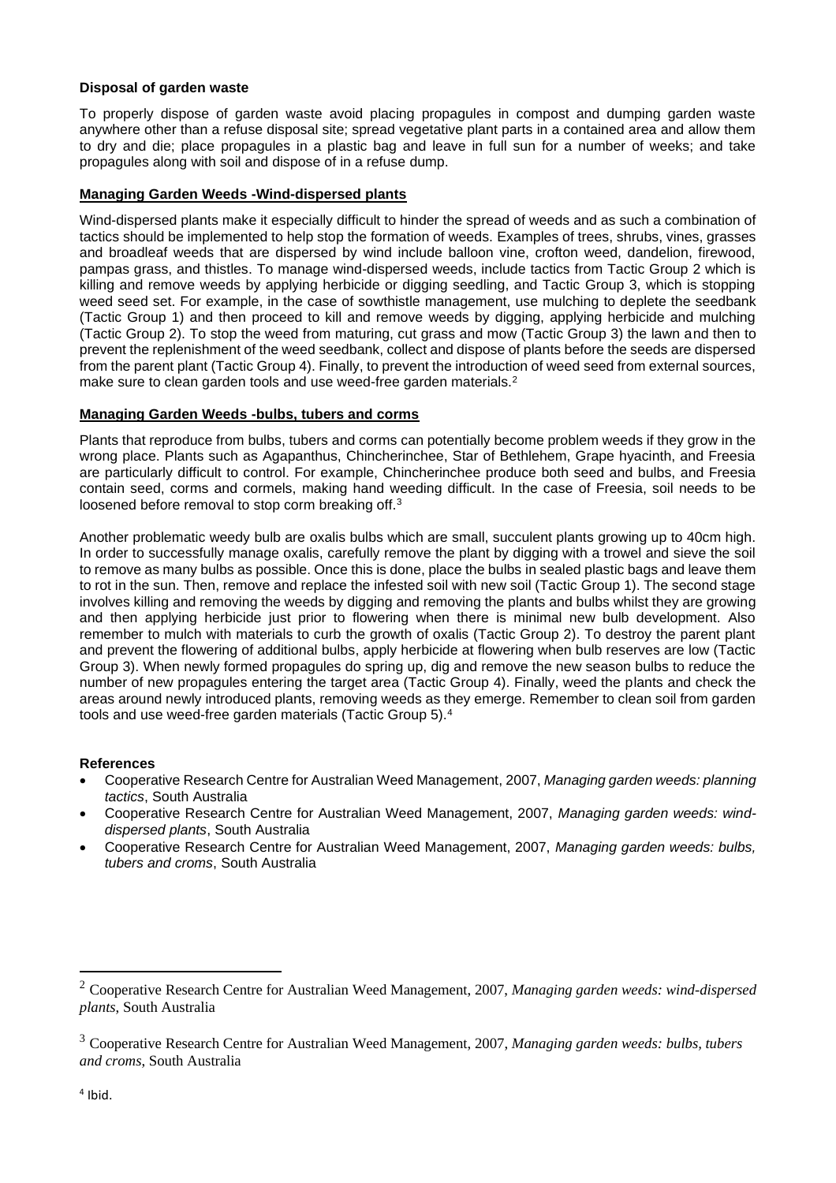**Disposal of garden waste**

To properly dispose of garden waste avoid placing propagules in compost and dumping garden waste anywhere other than a refuse disposal site; spread vegetative plant parts in a contained area and allow them to dry and die; place propagules in a plastic bag and leave in full sun for a number of weeks; and take propagules along with soil and dispose of in a refuse dump.

## Managing Garden Weeds -Wind-dispersed plants

Wind-dispersed plants make it especially difficult to hinder the spread of weeds and as such a combination of tactics should be implemented to help stop the formation of weeds. Examples of trees, shrubs, vines, grasses and broadleaf weeds that are dispersed by wind include balloon vine, crofton weed, dandelion, firewood, pampas grass, and thistles. To manage wind-dispersed weeds, include tactics from Tactic Group 2 which is killing and remove weeds by applying herbicide or digging seedling, and Tactic Group 3, which is stopping weed seed set. For example, in the case of sowthistle management, use mulching to deplete the seedbank (Tactic Group 1) and then proceed to kill and remove weeds by digging, applying herbicide and mulching (Tactic Group 2). To stop the weed from maturing, cut grass and mow (Tactic Group 3) the lawn and then to prevent the replenishment of the weed seedbank, collect and dispose of plants before the seeds are dispersed from the parent plant (Tactic Group 4). Finally, to prevent the introduction of weed seed from external sources, make sure to clean garden tools and use weed-free garden materials.[2]

## Managing Garden Weeds -bulbs, tubers and corms

Plants that reproduce from bulbs, tubers and corms can potentially become problem weeds if they grow in the wrong place. Plants such as Agapanthus, Chincherinchee, Star of Bethlehem, Grape hyacinth, and Freesia are particularly difficult to control. For example, Chincherinchee produce both seed and bulbs, and Freesia contain seed, corms and cormels, making hand weeding difficult. In the case of Freesia, soil needs to be loosened before removal to stop corm breaking off.[3]

Another problematic weedy bulb are oxalis bulbs which are small, succulent plants growing up to 40cm high. In order to successfully manage oxalis, carefully remove the plant by digging with a trowel and sieve the soil to remove as many bulbs as possible. Once this is done, place the bulbs in sealed plastic bags and leave them to rot in the sun. Then, remove and replace the infested soil with new soil (Tactic Group 1). The second stage involves killing and removing the weeds by digging and removing the plants and bulbs whilst they are growing and then applying herbicide just prior to flowering when there is minimal new bulb development. Also remember to mulch with materials to curb the growth of oxalis (Tactic Group 2). To destroy the parent plant and prevent the flowering of additional bulbs, apply herbicide at flowering when bulb reserves are low (Tactic Group 3). When newly formed propagules do spring up, dig and remove the new season bulbs to reduce the number of new propagules entering the target area (Tactic Group 4). Finally, weed the plants and check the areas around newly introduced plants, removing weeds as they emerge. Remember to clean soil from garden tools and use weed-free garden materials (Tactic Group 5).[4]

**References**

- Cooperative Research Centre for Australian Weed Management, 2007, *Managing garden weeds: planning tactics*, South Australia
- Cooperative Research Centre for Australian Weed Management, 2007, *Managing garden weeds: wind-dispersed plants*, South Australia
- Cooperative Research Centre for Australian Weed Management, 2007, *Managing garden weeds: bulbs, tubers and croms*, South Australia

---

[2] Cooperative Research Centre for Australian Weed Management, 2007, *Managing garden weeds: wind-dispersed plants*, South Australia

[3] Cooperative Research Centre for Australian Weed Management, 2007, *Managing garden weeds: bulbs, tubers and croms*, South Australia

[4] Ibid.